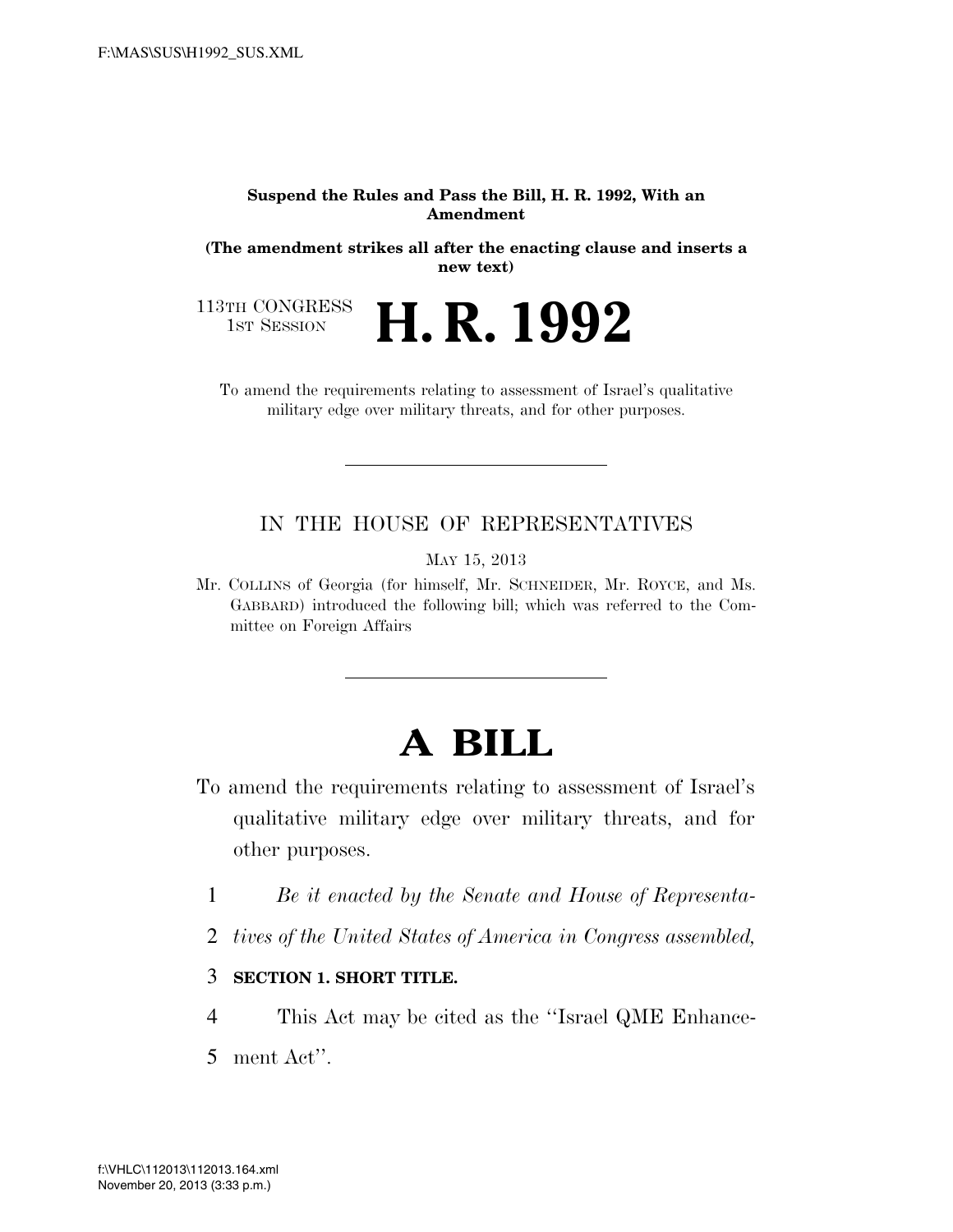**Suspend the Rules and Pass the Bill, H. R. 1992, With an Amendment**

**(The amendment strikes all after the enacting clause and inserts a new text)**

113TH CONGRESS
1ST SESSION

# H. R. 1992

To amend the requirements relating to assessment of Israel's qualitative military edge over military threats, and for other purposes.

---

IN THE HOUSE OF REPRESENTATIVES

MAY 15, 2013

Mr. COLLINS of Georgia (for himself, Mr. SCHNEIDER, Mr. ROYCE, and Ms. GABBARD) introduced the following bill; which was referred to the Committee on Foreign Affairs

---

# A BILL

To amend the requirements relating to assessment of Israel's qualitative military edge over military threats, and for other purposes.

1 *Be it enacted by the Senate and House of Representa-*

2 *tives of the United States of America in Congress assembled,*

3 **SECTION 1. SHORT TITLE.**

4 This Act may be cited as the ''Israel QME Enhance-

5 ment Act''.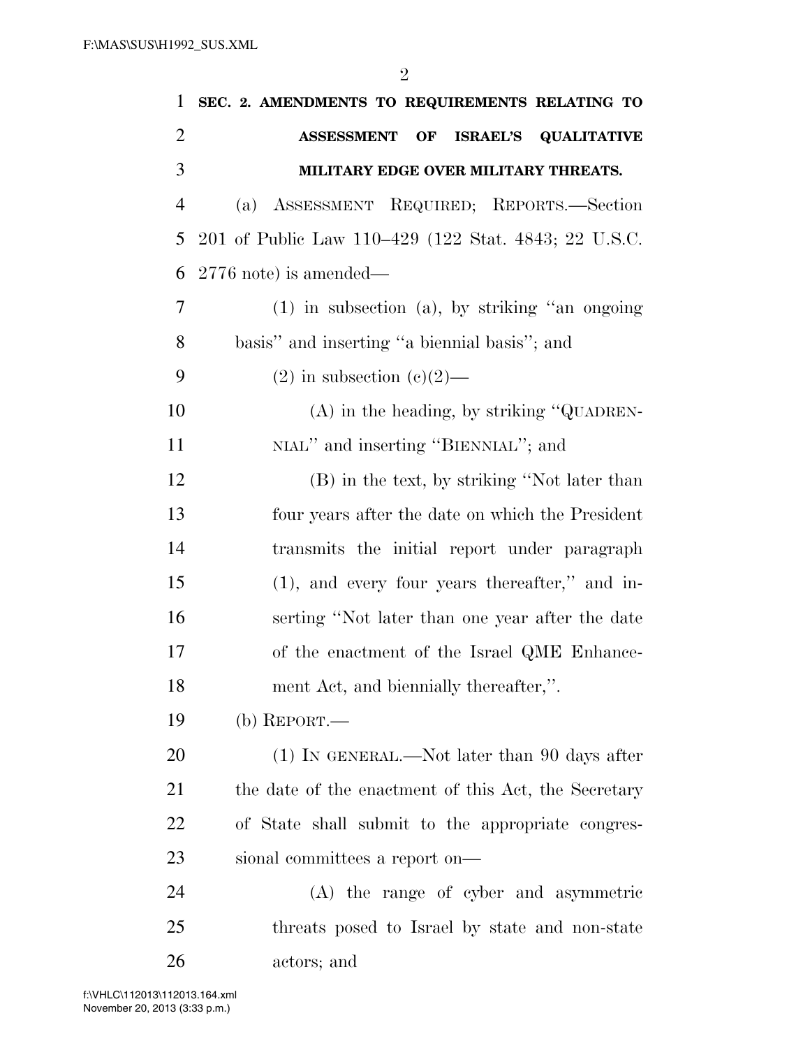**SEC. 2. AMENDMENTS TO REQUIREMENTS RELATING TO ASSESSMENT OF ISRAEL'S QUALITATIVE MILITARY EDGE OVER MILITARY THREATS.**

(a) ASSESSMENT REQUIRED; REPORTS.—Section 201 of Public Law 110–429 (122 Stat. 4843; 22 U.S.C. 2776 note) is amended—

(1) in subsection (a), by striking "an ongoing basis" and inserting "a biennial basis"; and

(2) in subsection (c)(2)—

(A) in the heading, by striking "QUADRENNIAL" and inserting "BIENNIAL"; and

(B) in the text, by striking "Not later than four years after the date on which the President transmits the initial report under paragraph (1), and every four years thereafter," and inserting "Not later than one year after the date of the enactment of the Israel QME Enhancement Act, and biennially thereafter,".

(b) REPORT.—

(1) IN GENERAL.—Not later than 90 days after the date of the enactment of this Act, the Secretary of State shall submit to the appropriate congressional committees a report on—

(A) the range of cyber and asymmetric threats posed to Israel by state and non-state actors; and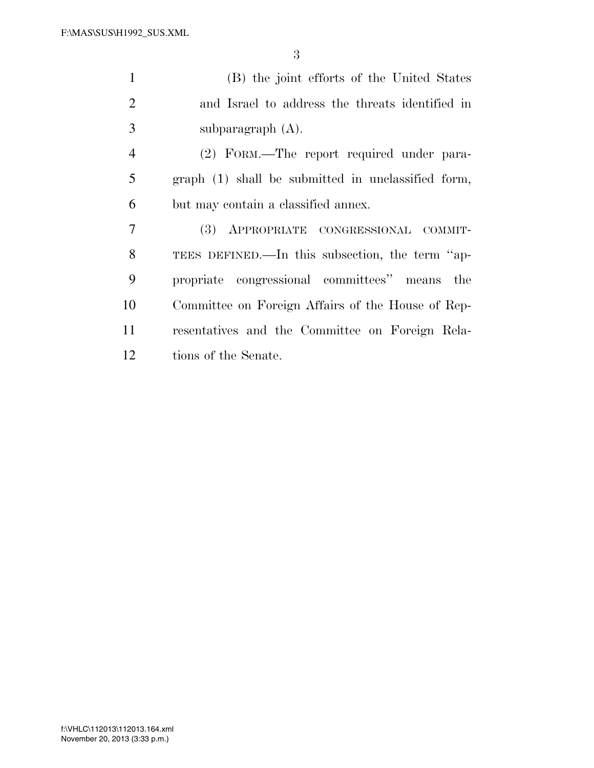(B) the joint efforts of the United States and Israel to address the threats identified in subparagraph (A).

(2) FORM.—The report required under paragraph (1) shall be submitted in unclassified form, but may contain a classified annex.

(3) APPROPRIATE CONGRESSIONAL COMMITTEES DEFINED.—In this subsection, the term ''appropriate congressional committees'' means the Committee on Foreign Affairs of the House of Representatives and the Committee on Foreign Relations of the Senate.